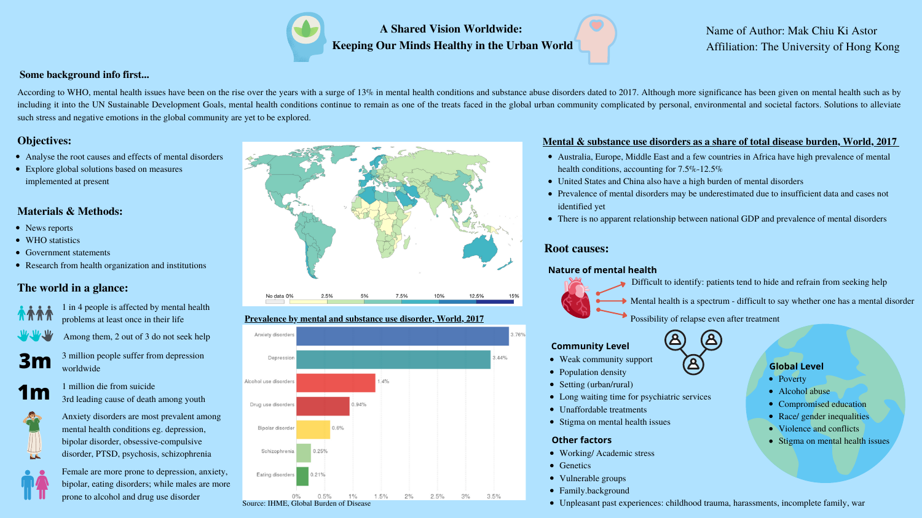# A Shared Vision Worldwide: Keeping Our Minds Healthy in the Urban World

Name of Author: Mak Chiu Ki Astor
Affiliation: The University of Hong Kong

## Some background info first...

According to WHO, mental health issues have been on the rise over the years with a surge of 13% in mental health conditions and substance abuse disorders dated to 2017. Although more significance has been given on mental health such as by including it into the UN Sustainable Development Goals, mental health conditions continue to remain as one of the treats faced in the global urban community complicated by personal, environmental and societal factors. Solutions to alleviate such stress and negative emotions in the global community are yet to be explored.

## Objectives:

- Analyse the root causes and effects of mental disorders
- Explore global solutions based on measures implemented at present

## Materials & Methods:

- News reports
- WHO statistics
- Government statements
- Research from health organization and institutions

## The world in a glance:

- 1 in 4 people is affected by mental health problems at least once in their life
- Among them, 2 out of 3 do not seek help
- **3m** — 3 million people suffer from depression worldwide
- **1m** — 1 million die from suicide; 3rd leading cause of death among youth
- Anxiety disorders are most prevalent among mental health conditions eg. depression, bipolar disorder, obsessive-compulsive disorder, PTSD, psychosis, schizophrenia
- Female are more prone to depression, anxiety, bipolar, eating disorders; while males are more prone to alcohol and drug use disorder

No data 0% 2.5% 5% 7.5% 10% 12.5% 15%

## Prevalence by mental and substance use disorder, World, 2017

| Disorder | Prevalence |
|---|---|
| Anxiety disorders | 3.76% |
| Depression | 3.44% |
| Alcohol use disorders | 1.4% |
| Drug use disorders | 0.94% |
| Bipolar disorder | 0.6% |
| Schizophrenia | 0.25% |
| Eating disorders | 0.21% |

Source: IHME, Global Burden of Disease

## Mental & substance use disorders as a share of total disease burden, World, 2017

- Australia, Europe, Middle East and a few countries in Africa have high prevalence of mental health conditions, accounting for 7.5%-12.5%
- United States and China also have a high burden of mental disorders
- Prevalence of mental disorders may be underestimated due to insufficient data and cases not identified yet
- There is no apparent relationship between national GDP and prevalence of mental disorders

## Root causes:

### Nature of mental health

- Difficult to identify: patients tend to hide and refrain from seeking help
- Mental health is a spectrum - difficult to say whether one has a mental disorder
- Possibility of relapse even after treatment

### Community Level

- Weak community support
- Population density
- Setting (urban/rural)
- Long waiting time for psychiatric services
- Unaffordable treatments
- Stigma on mental health issues

### Global Level

- Poverty
- Alcohol abuse
- Compromised education
- Race/ gender inequalities
- Violence and conflicts
- Stigma on mental health issues

### Other factors

- Working/ Academic stress
- Genetics
- Vulnerable groups
- Family.background
- Unpleasant past experiences: childhood trauma, harassments, incomplete family, war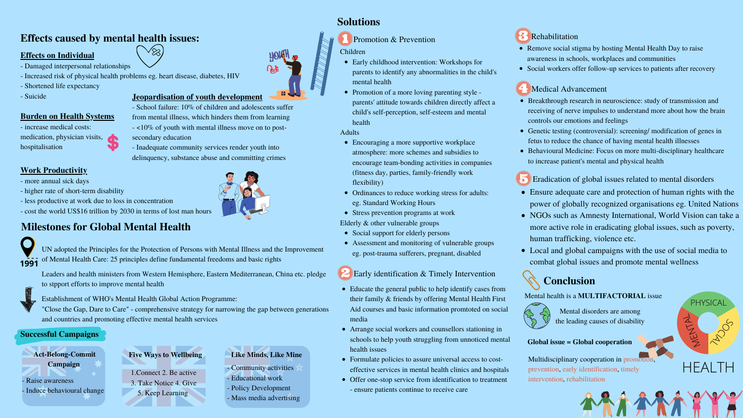## Effects caused by mental health issues:

### Effects on Individual

- Damaged interpersonal relationships
- Increased risk of physical health problems eg. heart disease, diabetes, HIV
- Shortened life expectancy
- Suicide

### Jeopardisation of youth development

- School failure: 10% of children and adolescents suffer from mental illness, which hinders them from learning
- <10% of youth with mental illness move on to post-secondary education
- Inadequate community services render youth into delinquency, substance abuse and committing crimes

### Burden on Health Systems

- increase medical costs: medication, physician visits, hospitalisation

### Work Productivity

- more annual sick days
- higher rate of short-term disability
- less productive at work due to loss in concentration
- cost the world US$16 trillion by 2030 in terms of lost man hours

## Milestones for Global Mental Health

**1991**

UN adopted the Principles for the Protection of Persons with Mental Illness and the Improvement of Mental Health Care: 25 principles define fundamental freedoms and basic rights

Leaders and health ministers from Western Hemisphere, Eastern Mediterranean, China etc. pledge to stpport efforts to improve mental health

Establishment of WHO's Mental Health Global Action Programme:
"Close the Gap, Dare to Care" - comprehensive strategy for narrowing the gap between generations and countries and promoting effective mental health services

### Successful Campaigns

**Act-Belong-Commit Campaign**
- Raise awareness
- Induce behavioural change

**Five Ways to Wellbeing**
1.Connect 2. Be active 3. Take Notice 4. Give 5. Keep Learning

**Like Minds, Like Mine**
- Community activities
- Educational work
- Policy Development
- Mass media advertising

## Solutions

### 1 Promotion & Prevention

Children

- Early childhood intervention: Workshops for parents to identify any abnormalities in the child's mental health
- Promotion of a more loving parenting style - parents' attitude towards children directly affect a child's self-perception, self-esteem and mental health

Adults

- Encouraging a more supportive workplace atmosphere: more schemes and subsidies to encourage team-bonding activities in companies (fitness day, parties, family-friendly work flexibility)
- Ordinances to reduce working stress for adults: eg. Standard Working Hours
- Stress prevention programs at work

Elderly & other vulnerable groups

- Social support for elderly persons
- Assessment and monitoring of vulnerable groups eg. post-trauma sufferers, pregnant, disabled

### 2 Early identification & Timely Intervention

- Educate the general public to help identify cases from their family & friends by offering Mental Health First Aid courses and basic information promtoted on social media
- Arrange social workers and counsellors stationing in schools to help youth struggling from unnoticed mental health issues
- Formulate policies to assure universal access to cost-effective services in mental health clinics and hospitals
- Offer one-stop service from identification to treatment - ensure patients continue to receive care

### 3 Rehabilitation

- Remove social stigma by hosting Mental Health Day to raise awareness in schools, workplaces and communities
- Social workers offer follow-up services to patients after recovery

### 4 Medical Advancement

- Breakthrough research in neuroscience: study of transmission and receiving of nerve impulses to understand more about how the brain controls our emotions and feelings
- Genetic testing (controversial): screening/ modification of genes in fetus to reduce the chance of having mental health illnesses
- Behavioural Medicine: Focus on more multi-disciplinary healthcare to increase patient's mental and physical health

### 5 Eradication of global issues related to mental disorders

- Ensure adequate care and protection of human rights with the power of globally recognized organisations eg. United Nations
- NGOs such as Amnesty International, World Vision can take a more active role in eradicating global issues, such as poverty, human trafficking, violence etc.
- Local and global campaigns with the use of social media to combat global issues and promote mental wellness

## Conclusion

Mental health is a **MULTIFACTORIAL** issue

Mental disorders are among the leading causes of disability

**Global issue = Global cooperation**

Multidisciplinary cooperation in promotion, prevention, early identification, timely intervention, rehabilitation

PHYSICAL
SOCIAL
MENTAL
HEALTH